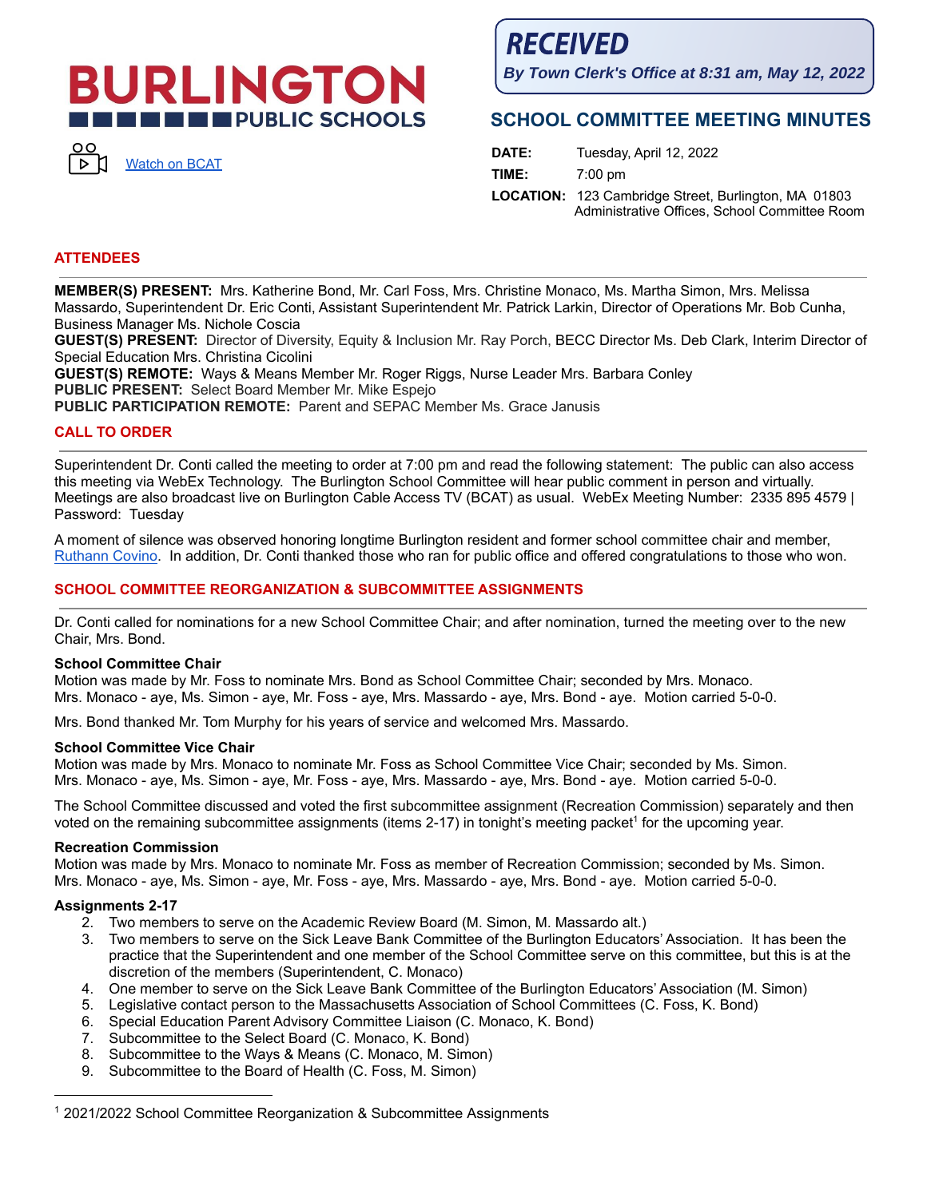# BURLINGTON PUBLIC SCHOOLS

Watch on BCAT

**RECEIVED**
*By Town Clerk's Office at 8:31 am, May 12, 2022*

## SCHOOL COMMITTEE MEETING MINUTES

**DATE:** Tuesday, April 12, 2022
**TIME:** 7:00 pm
**LOCATION:** 123 Cambridge Street, Burlington, MA 01803
Administrative Offices, School Committee Room

## ATTENDEES

**MEMBER(S) PRESENT:** Mrs. Katherine Bond, Mr. Carl Foss, Mrs. Christine Monaco, Ms. Martha Simon, Mrs. Melissa Massardo, Superintendent Dr. Eric Conti, Assistant Superintendent Mr. Patrick Larkin, Director of Operations Mr. Bob Cunha, Business Manager Ms. Nichole Coscia
**GUEST(S) PRESENT:** Director of Diversity, Equity & Inclusion Mr. Ray Porch, BECC Director Ms. Deb Clark, Interim Director of Special Education Mrs. Christina Cicolini
**GUEST(S) REMOTE:** Ways & Means Member Mr. Roger Riggs, Nurse Leader Mrs. Barbara Conley
**PUBLIC PRESENT:** Select Board Member Mr. Mike Espejo
**PUBLIC PARTICIPATION REMOTE:** Parent and SEPAC Member Ms. Grace Janusis

## CALL TO ORDER

Superintendent Dr. Conti called the meeting to order at 7:00 pm and read the following statement: The public can also access this meeting via WebEx Technology. The Burlington School Committee will hear public comment in person and virtually. Meetings are also broadcast live on Burlington Cable Access TV (BCAT) as usual. WebEx Meeting Number: 2335 895 4579 | Password: Tuesday

A moment of silence was observed honoring longtime Burlington resident and former school committee chair and member, Ruthann Covino. In addition, Dr. Conti thanked those who ran for public office and offered congratulations to those who won.

## SCHOOL COMMITTEE REORGANIZATION & SUBCOMMITTEE ASSIGNMENTS

Dr. Conti called for nominations for a new School Committee Chair; and after nomination, turned the meeting over to the new Chair, Mrs. Bond.

**School Committee Chair**
Motion was made by Mr. Foss to nominate Mrs. Bond as School Committee Chair; seconded by Mrs. Monaco.
Mrs. Monaco - aye, Ms. Simon - aye, Mr. Foss - aye, Mrs. Massardo - aye, Mrs. Bond - aye. Motion carried 5-0-0.

Mrs. Bond thanked Mr. Tom Murphy for his years of service and welcomed Mrs. Massardo.

**School Committee Vice Chair**
Motion was made by Mrs. Monaco to nominate Mr. Foss as School Committee Vice Chair; seconded by Ms. Simon.
Mrs. Monaco - aye, Ms. Simon - aye, Mr. Foss - aye, Mrs. Massardo - aye, Mrs. Bond - aye. Motion carried 5-0-0.

The School Committee discussed and voted the first subcommittee assignment (Recreation Commission) separately and then voted on the remaining subcommittee assignments (items 2-17) in tonight's meeting packet[1] for the upcoming year.

**Recreation Commission**
Motion was made by Mrs. Monaco to nominate Mr. Foss as member of Recreation Commission; seconded by Ms. Simon.
Mrs. Monaco - aye, Ms. Simon - aye, Mr. Foss - aye, Mrs. Massardo - aye, Mrs. Bond - aye. Motion carried 5-0-0.

**Assignments 2-17**

2. Two members to serve on the Academic Review Board (M. Simon, M. Massardo alt.)
3. Two members to serve on the Sick Leave Bank Committee of the Burlington Educators' Association. It has been the practice that the Superintendent and one member of the School Committee serve on this committee, but this is at the discretion of the members (Superintendent, C. Monaco)
4. One member to serve on the Sick Leave Bank Committee of the Burlington Educators' Association (M. Simon)
5. Legislative contact person to the Massachusetts Association of School Committees (C. Foss, K. Bond)
6. Special Education Parent Advisory Committee Liaison (C. Monaco, K. Bond)
7. Subcommittee to the Select Board (C. Monaco, K. Bond)
8. Subcommittee to the Ways & Means (C. Monaco, M. Simon)
9. Subcommittee to the Board of Health (C. Foss, M. Simon)

[1] 2021/2022 School Committee Reorganization & Subcommittee Assignments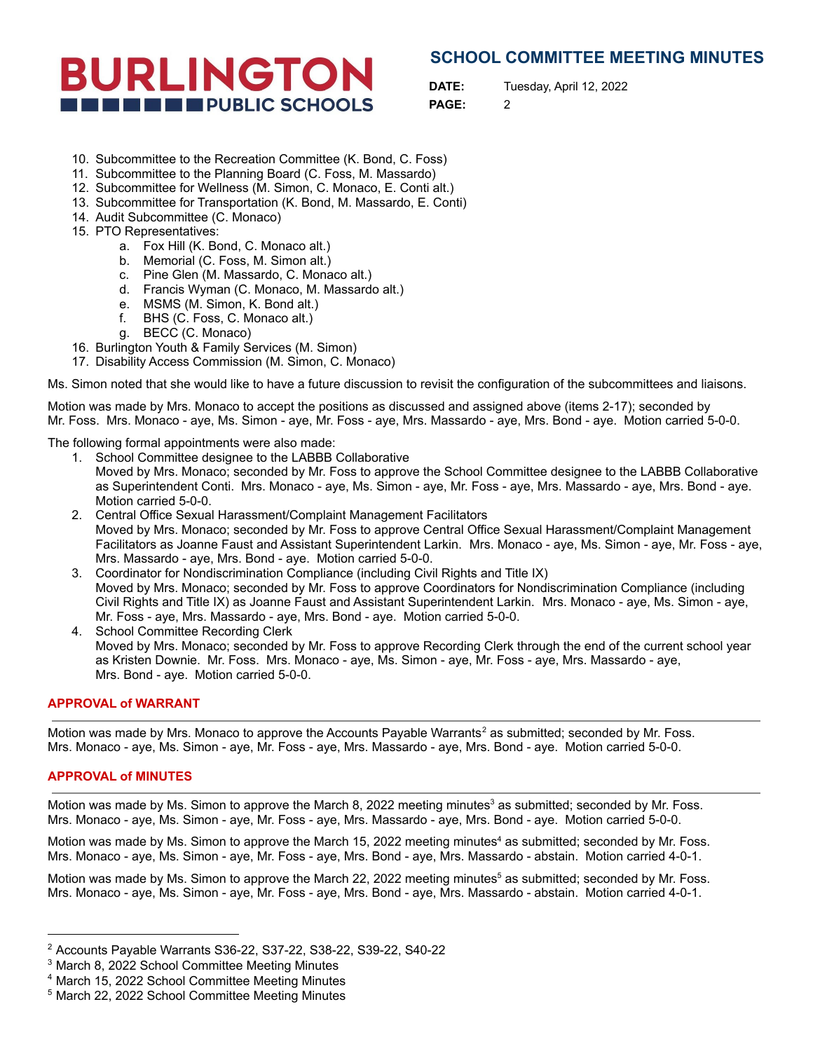10. Subcommittee to the Recreation Committee (K. Bond, C. Foss)
11. Subcommittee to the Planning Board (C. Foss, M. Massardo)
12. Subcommittee for Wellness (M. Simon, C. Monaco, E. Conti alt.)
13. Subcommittee for Transportation (K. Bond, M. Massardo, E. Conti)
14. Audit Subcommittee (C. Monaco)
15. PTO Representatives:
    a. Fox Hill (K. Bond, C. Monaco alt.)
    b. Memorial (C. Foss, M. Simon alt.)
    c. Pine Glen (M. Massardo, C. Monaco alt.)
    d. Francis Wyman (C. Monaco, M. Massardo alt.)
    e. MSMS (M. Simon, K. Bond alt.)
    f. BHS (C. Foss, C. Monaco alt.)
    g. BECC (C. Monaco)
16. Burlington Youth & Family Services (M. Simon)
17. Disability Access Commission (M. Simon, C. Monaco)

Ms. Simon noted that she would like to have a future discussion to revisit the configuration of the subcommittees and liaisons.

Motion was made by Mrs. Monaco to accept the positions as discussed and assigned above (items 2-17); seconded by Mr. Foss. Mrs. Monaco - aye, Ms. Simon - aye, Mr. Foss - aye, Mrs. Massardo - aye, Mrs. Bond - aye. Motion carried 5-0-0.

The following formal appointments were also made:

1. School Committee designee to the LABBB Collaborative
   Moved by Mrs. Monaco; seconded by Mr. Foss to approve the School Committee designee to the LABBB Collaborative as Superintendent Conti. Mrs. Monaco - aye, Ms. Simon - aye, Mr. Foss - aye, Mrs. Massardo - aye, Mrs. Bond - aye. Motion carried 5-0-0.
2. Central Office Sexual Harassment/Complaint Management Facilitators
   Moved by Mrs. Monaco; seconded by Mr. Foss to approve Central Office Sexual Harassment/Complaint Management Facilitators as Joanne Faust and Assistant Superintendent Larkin. Mrs. Monaco - aye, Ms. Simon - aye, Mr. Foss - aye, Mrs. Massardo - aye, Mrs. Bond - aye. Motion carried 5-0-0.
3. Coordinator for Nondiscrimination Compliance (including Civil Rights and Title IX)
   Moved by Mrs. Monaco; seconded by Mr. Foss to approve Coordinators for Nondiscrimination Compliance (including Civil Rights and Title IX) as Joanne Faust and Assistant Superintendent Larkin. Mrs. Monaco - aye, Ms. Simon - aye, Mr. Foss - aye, Mrs. Massardo - aye, Mrs. Bond - aye. Motion carried 5-0-0.
4. School Committee Recording Clerk
   Moved by Mrs. Monaco; seconded by Mr. Foss to approve Recording Clerk through the end of the current school year as Kristen Downie. Mr. Foss. Mrs. Monaco - aye, Ms. Simon - aye, Mr. Foss - aye, Mrs. Massardo - aye, Mrs. Bond - aye. Motion carried 5-0-0.

## APPROVAL of WARRANT

Motion was made by Mrs. Monaco to approve the Accounts Payable Warrants[2] as submitted; seconded by Mr. Foss. Mrs. Monaco - aye, Ms. Simon - aye, Mr. Foss - aye, Mrs. Massardo - aye, Mrs. Bond - aye. Motion carried 5-0-0.

## APPROVAL of MINUTES

Motion was made by Ms. Simon to approve the March 8, 2022 meeting minutes[3] as submitted; seconded by Mr. Foss. Mrs. Monaco - aye, Ms. Simon - aye, Mr. Foss - aye, Mrs. Massardo - aye, Mrs. Bond - aye. Motion carried 5-0-0.

Motion was made by Ms. Simon to approve the March 15, 2022 meeting minutes[4] as submitted; seconded by Mr. Foss. Mrs. Monaco - aye, Ms. Simon - aye, Mr. Foss - aye, Mrs. Bond - aye, Mrs. Massardo - abstain. Motion carried 4-0-1.

Motion was made by Ms. Simon to approve the March 22, 2022 meeting minutes[5] as submitted; seconded by Mr. Foss. Mrs. Monaco - aye, Ms. Simon - aye, Mr. Foss - aye, Mrs. Bond - aye, Mrs. Massardo - abstain. Motion carried 4-0-1.

---

[2] Accounts Payable Warrants S36-22, S37-22, S38-22, S39-22, S40-22
[3] March 8, 2022 School Committee Meeting Minutes
[4] March 15, 2022 School Committee Meeting Minutes
[5] March 22, 2022 School Committee Meeting Minutes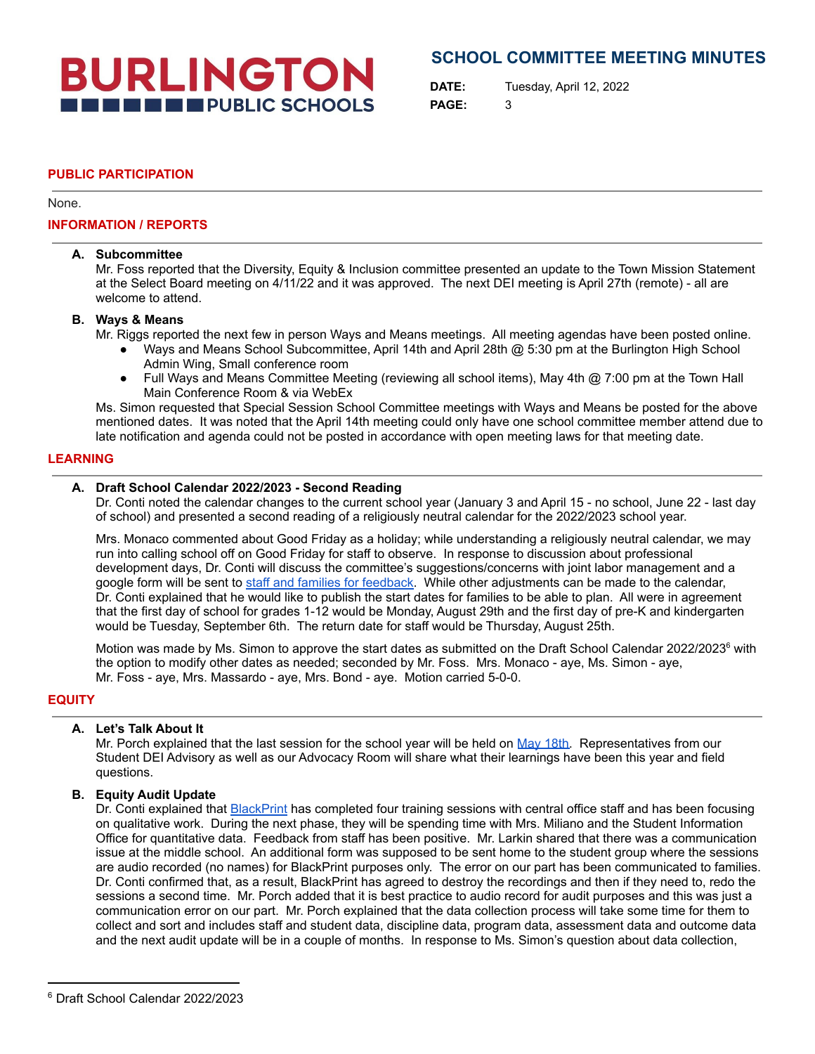## PUBLIC PARTICIPATION

None.

## INFORMATION / REPORTS

**A. Subcommittee**

Mr. Foss reported that the Diversity, Equity & Inclusion committee presented an update to the Town Mission Statement at the Select Board meeting on 4/11/22 and it was approved. The next DEI meeting is April 27th (remote) - all are welcome to attend.

**B. Ways & Means**

Mr. Riggs reported the next few in person Ways and Means meetings. All meeting agendas have been posted online.

- Ways and Means School Subcommittee, April 14th and April 28th @ 5:30 pm at the Burlington High School Admin Wing, Small conference room
- Full Ways and Means Committee Meeting (reviewing all school items), May 4th @ 7:00 pm at the Town Hall Main Conference Room & via WebEx

Ms. Simon requested that Special Session School Committee meetings with Ways and Means be posted for the above mentioned dates. It was noted that the April 14th meeting could only have one school committee member attend due to late notification and agenda could not be posted in accordance with open meeting laws for that meeting date.

## LEARNING

**A. Draft School Calendar 2022/2023 - Second Reading**

Dr. Conti noted the calendar changes to the current school year (January 3 and April 15 - no school, June 22 - last day of school) and presented a second reading of a religiously neutral calendar for the 2022/2023 school year.

Mrs. Monaco commented about Good Friday as a holiday; while understanding a religiously neutral calendar, we may run into calling school off on Good Friday for staff to observe. In response to discussion about professional development days, Dr. Conti will discuss the committee's suggestions/concerns with joint labor management and a google form will be sent to staff and families for feedback. While other adjustments can be made to the calendar, Dr. Conti explained that he would like to publish the start dates for families to be able to plan. All were in agreement that the first day of school for grades 1-12 would be Monday, August 29th and the first day of pre-K and kindergarten would be Tuesday, September 6th. The return date for staff would be Thursday, August 25th.

Motion was made by Ms. Simon to approve the start dates as submitted on the Draft School Calendar 2022/2023[6] with the option to modify other dates as needed; seconded by Mr. Foss. Mrs. Monaco - aye, Ms. Simon - aye, Mr. Foss - aye, Mrs. Massardo - aye, Mrs. Bond - aye. Motion carried 5-0-0.

## EQUITY

**A. Let's Talk About It**

Mr. Porch explained that the last session for the school year will be held on May 18th. Representatives from our Student DEI Advisory as well as our Advocacy Room will share what their learnings have been this year and field questions.

**B. Equity Audit Update**

Dr. Conti explained that BlackPrint has completed four training sessions with central office staff and has been focusing on qualitative work. During the next phase, they will be spending time with Mrs. Miliano and the Student Information Office for quantitative data. Feedback from staff has been positive. Mr. Larkin shared that there was a communication issue at the middle school. An additional form was supposed to be sent home to the student group where the sessions are audio recorded (no names) for BlackPrint purposes only. The error on our part has been communicated to families. Dr. Conti confirmed that, as a result, BlackPrint has agreed to destroy the recordings and then if they need to, redo the sessions a second time. Mr. Porch added that it is best practice to audio record for audit purposes and this was just a communication error on our part. Mr. Porch explained that the data collection process will take some time for them to collect and sort and includes staff and student data, discipline data, program data, assessment data and outcome data and the next audit update will be in a couple of months. In response to Ms. Simon's question about data collection,

---

[6] Draft School Calendar 2022/2023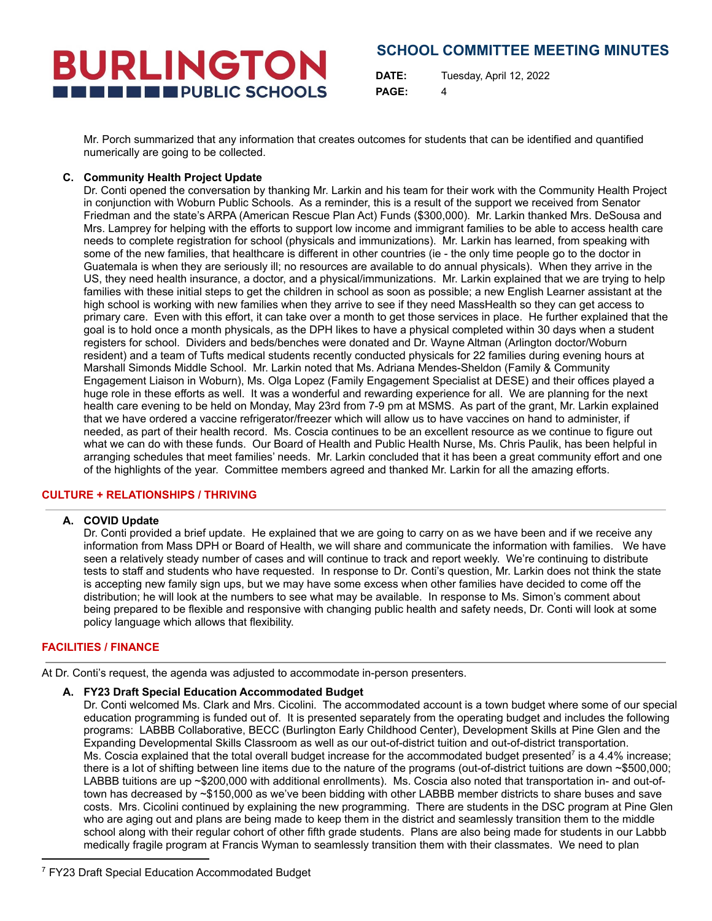Mr. Porch summarized that any information that creates outcomes for students that can be identified and quantified numerically are going to be collected.

**C. Community Health Project Update**

Dr. Conti opened the conversation by thanking Mr. Larkin and his team for their work with the Community Health Project in conjunction with Woburn Public Schools. As a reminder, this is a result of the support we received from Senator Friedman and the state's ARPA (American Rescue Plan Act) Funds ($300,000). Mr. Larkin thanked Mrs. DeSousa and Mrs. Lamprey for helping with the efforts to support low income and immigrant families to be able to access health care needs to complete registration for school (physicals and immunizations). Mr. Larkin has learned, from speaking with some of the new families, that healthcare is different in other countries (ie - the only time people go to the doctor in Guatemala is when they are seriously ill; no resources are available to do annual physicals). When they arrive in the US, they need health insurance, a doctor, and a physical/immunizations. Mr. Larkin explained that we are trying to help families with these initial steps to get the children in school as soon as possible; a new English Learner assistant at the high school is working with new families when they arrive to see if they need MassHealth so they can get access to primary care. Even with this effort, it can take over a month to get those services in place. He further explained that the goal is to hold once a month physicals, as the DPH likes to have a physical completed within 30 days when a student registers for school. Dividers and beds/benches were donated and Dr. Wayne Altman (Arlington doctor/Woburn resident) and a team of Tufts medical students recently conducted physicals for 22 families during evening hours at Marshall Simonds Middle School. Mr. Larkin noted that Ms. Adriana Mendes-Sheldon (Family & Community Engagement Liaison in Woburn), Ms. Olga Lopez (Family Engagement Specialist at DESE) and their offices played a huge role in these efforts as well. It was a wonderful and rewarding experience for all. We are planning for the next health care evening to be held on Monday, May 23rd from 7-9 pm at MSMS. As part of the grant, Mr. Larkin explained that we have ordered a vaccine refrigerator/freezer which will allow us to have vaccines on hand to administer, if needed, as part of their health record. Ms. Coscia continues to be an excellent resource as we continue to figure out what we can do with these funds. Our Board of Health and Public Health Nurse, Ms. Chris Paulik, has been helpful in arranging schedules that meet families' needs. Mr. Larkin concluded that it has been a great community effort and one of the highlights of the year. Committee members agreed and thanked Mr. Larkin for all the amazing efforts.

## CULTURE + RELATIONSHIPS / THRIVING

**A. COVID Update**

Dr. Conti provided a brief update. He explained that we are going to carry on as we have been and if we receive any information from Mass DPH or Board of Health, we will share and communicate the information with families. We have seen a relatively steady number of cases and will continue to track and report weekly. We're continuing to distribute tests to staff and students who have requested. In response to Dr. Conti's question, Mr. Larkin does not think the state is accepting new family sign ups, but we may have some excess when other families have decided to come off the distribution; he will look at the numbers to see what may be available. In response to Ms. Simon's comment about being prepared to be flexible and responsive with changing public health and safety needs, Dr. Conti will look at some policy language which allows that flexibility.

## FACILITIES / FINANCE

At Dr. Conti's request, the agenda was adjusted to accommodate in-person presenters.

**A. FY23 Draft Special Education Accommodated Budget**

Dr. Conti welcomed Ms. Clark and Mrs. Cicolini. The accommodated account is a town budget where some of our special education programming is funded out of. It is presented separately from the operating budget and includes the following programs: LABBB Collaborative, BECC (Burlington Early Childhood Center), Development Skills at Pine Glen and the Expanding Developmental Skills Classroom as well as our out-of-district tuition and out-of-district transportation. Ms. Coscia explained that the total overall budget increase for the accommodated budget presented[7] is a 4.4% increase; there is a lot of shifting between line items due to the nature of the programs (out-of-district tuitions are down ~$500,000; LABBB tuitions are up ~$200,000 with additional enrollments). Ms. Coscia also noted that transportation in- and out-of-town has decreased by ~$150,000 as we've been bidding with other LABBB member districts to share buses and save costs. Mrs. Cicolini continued by explaining the new programming. There are students in the DSC program at Pine Glen who are aging out and plans are being made to keep them in the district and seamlessly transition them to the middle school along with their regular cohort of other fifth grade students. Plans are also being made for students in our Labbb medically fragile program at Francis Wyman to seamlessly transition them with their classmates. We need to plan

---

[7] FY23 Draft Special Education Accommodated Budget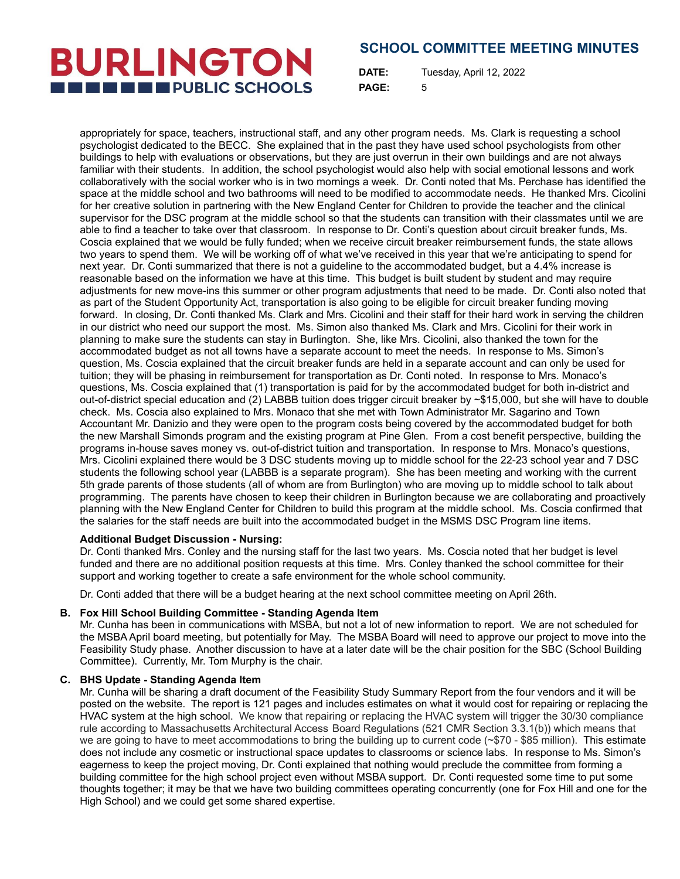appropriately for space, teachers, instructional staff, and any other program needs. Ms. Clark is requesting a school psychologist dedicated to the BECC. She explained that in the past they have used school psychologists from other buildings to help with evaluations or observations, but they are just overrun in their own buildings and are not always familiar with their students. In addition, the school psychologist would also help with social emotional lessons and work collaboratively with the social worker who is in two mornings a week. Dr. Conti noted that Ms. Perchase has identified the space at the middle school and two bathrooms will need to be modified to accommodate needs. He thanked Mrs. Cicolini for her creative solution in partnering with the New England Center for Children to provide the teacher and the clinical supervisor for the DSC program at the middle school so that the students can transition with their classmates until we are able to find a teacher to take over that classroom. In response to Dr. Conti's question about circuit breaker funds, Ms. Coscia explained that we would be fully funded; when we receive circuit breaker reimbursement funds, the state allows two years to spend them. We will be working off of what we've received in this year that we're anticipating to spend for next year. Dr. Conti summarized that there is not a guideline to the accommodated budget, but a 4.4% increase is reasonable based on the information we have at this time. This budget is built student by student and may require adjustments for new move-ins this summer or other program adjustments that need to be made. Dr. Conti also noted that as part of the Student Opportunity Act, transportation is also going to be eligible for circuit breaker funding moving forward. In closing, Dr. Conti thanked Ms. Clark and Mrs. Cicolini and their staff for their hard work in serving the children in our district who need our support the most. Ms. Simon also thanked Ms. Clark and Mrs. Cicolini for their work in planning to make sure the students can stay in Burlington. She, like Mrs. Cicolini, also thanked the town for the accommodated budget as not all towns have a separate account to meet the needs. In response to Ms. Simon's question, Ms. Coscia explained that the circuit breaker funds are held in a separate account and can only be used for tuition; they will be phasing in reimbursement for transportation as Dr. Conti noted. In response to Mrs. Monaco's questions, Ms. Coscia explained that (1) transportation is paid for by the accommodated budget for both in-district and out-of-district special education and (2) LABBB tuition does trigger circuit breaker by ~$15,000, but she will have to double check. Ms. Coscia also explained to Mrs. Monaco that she met with Town Administrator Mr. Sagarino and Town Accountant Mr. Danizio and they were open to the program costs being covered by the accommodated budget for both the new Marshall Simonds program and the existing program at Pine Glen. From a cost benefit perspective, building the programs in-house saves money vs. out-of-district tuition and transportation. In response to Mrs. Monaco's questions, Mrs. Cicolini explained there would be 3 DSC students moving up to middle school for the 22-23 school year and 7 DSC students the following school year (LABBB is a separate program). She has been meeting and working with the current 5th grade parents of those students (all of whom are from Burlington) who are moving up to middle school to talk about programming. The parents have chosen to keep their children in Burlington because we are collaborating and proactively planning with the New England Center for Children to build this program at the middle school. Ms. Coscia confirmed that the salaries for the staff needs are built into the accommodated budget in the MSMS DSC Program line items.

**Additional Budget Discussion - Nursing:**
Dr. Conti thanked Mrs. Conley and the nursing staff for the last two years. Ms. Coscia noted that her budget is level funded and there are no additional position requests at this time. Mrs. Conley thanked the school committee for their support and working together to create a safe environment for the whole school community.

Dr. Conti added that there will be a budget hearing at the next school committee meeting on April 26th.

**B. Fox Hill School Building Committee - Standing Agenda Item**

Mr. Cunha has been in communications with MSBA, but not a lot of new information to report. We are not scheduled for the MSBA April board meeting, but potentially for May. The MSBA Board will need to approve our project to move into the Feasibility Study phase. Another discussion to have at a later date will be the chair position for the SBC (School Building Committee). Currently, Mr. Tom Murphy is the chair.

**C. BHS Update - Standing Agenda Item**

Mr. Cunha will be sharing a draft document of the Feasibility Study Summary Report from the four vendors and it will be posted on the website. The report is 121 pages and includes estimates on what it would cost for repairing or replacing the HVAC system at the high school. We know that repairing or replacing the HVAC system will trigger the 30/30 compliance rule according to Massachusetts Architectural Access Board Regulations (521 CMR Section 3.3.1(b)) which means that we are going to have to meet accommodations to bring the building up to current code (~$70 - $85 million). This estimate does not include any cosmetic or instructional space updates to classrooms or science labs. In response to Ms. Simon's eagerness to keep the project moving, Dr. Conti explained that nothing would preclude the committee from forming a building committee for the high school project even without MSBA support. Dr. Conti requested some time to put some thoughts together; it may be that we have two building committees operating concurrently (one for Fox Hill and one for the High School) and we could get some shared expertise.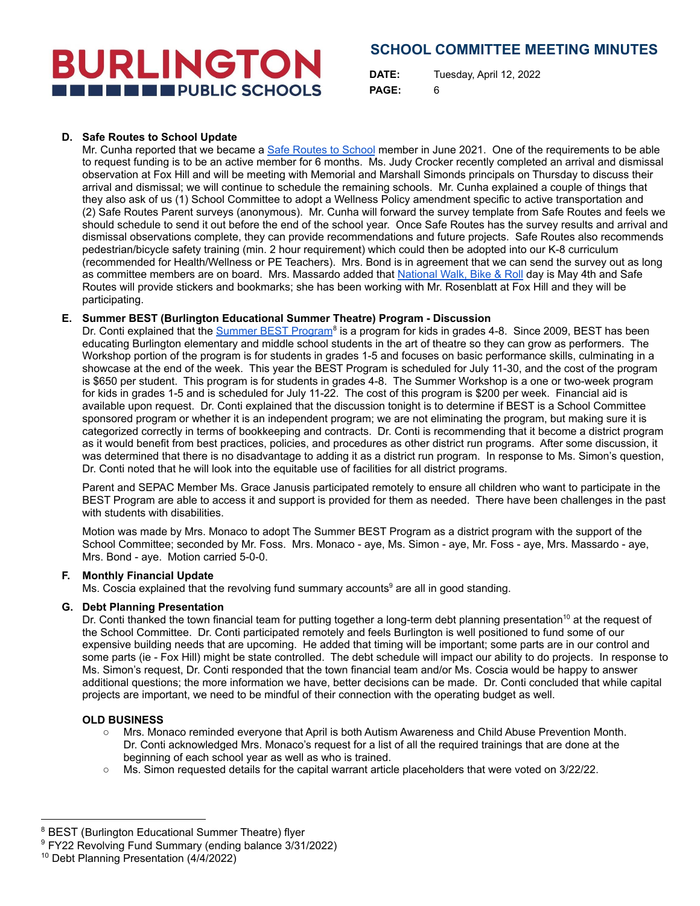**D. Safe Routes to School Update**

Mr. Cunha reported that we became a Safe Routes to School member in June 2021. One of the requirements to be able to request funding is to be an active member for 6 months. Ms. Judy Crocker recently completed an arrival and dismissal observation at Fox Hill and will be meeting with Memorial and Marshall Simonds principals on Thursday to discuss their arrival and dismissal; we will continue to schedule the remaining schools. Mr. Cunha explained a couple of things that they also ask of us (1) School Committee to adopt a Wellness Policy amendment specific to active transportation and (2) Safe Routes Parent surveys (anonymous). Mr. Cunha will forward the survey template from Safe Routes and feels we should schedule to send it out before the end of the school year. Once Safe Routes has the survey results and arrival and dismissal observations complete, they can provide recommendations and future projects. Safe Routes also recommends pedestrian/bicycle safety training (min. 2 hour requirement) which could then be adopted into our K-8 curriculum (recommended for Health/Wellness or PE Teachers). Mrs. Bond is in agreement that we can send the survey out as long as committee members are on board. Mrs. Massardo added that National Walk, Bike & Roll day is May 4th and Safe Routes will provide stickers and bookmarks; she has been working with Mr. Rosenblatt at Fox Hill and they will be participating.

**E. Summer BEST (Burlington Educational Summer Theatre) Program - Discussion**

Dr. Conti explained that the Summer BEST Program[8] is a program for kids in grades 4-8. Since 2009, BEST has been educating Burlington elementary and middle school students in the art of theatre so they can grow as performers. The Workshop portion of the program is for students in grades 1-5 and focuses on basic performance skills, culminating in a showcase at the end of the week. This year the BEST Program is scheduled for July 11-30, and the cost of the program is $650 per student. This program is for students in grades 4-8. The Summer Workshop is a one or two-week program for kids in grades 1-5 and is scheduled for July 11-22. The cost of this program is $200 per week. Financial aid is available upon request. Dr. Conti explained that the discussion tonight is to determine if BEST is a School Committee sponsored program or whether it is an independent program; we are not eliminating the program, but making sure it is categorized correctly in terms of bookkeeping and contracts. Dr. Conti is recommending that it become a district program as it would benefit from best practices, policies, and procedures as other district run programs. After some discussion, it was determined that there is no disadvantage to adding it as a district run program. In response to Ms. Simon's question, Dr. Conti noted that he will look into the equitable use of facilities for all district programs.

Parent and SEPAC Member Ms. Grace Janusis participated remotely to ensure all children who want to participate in the BEST Program are able to access it and support is provided for them as needed. There have been challenges in the past with students with disabilities.

Motion was made by Mrs. Monaco to adopt The Summer BEST Program as a district program with the support of the School Committee; seconded by Mr. Foss. Mrs. Monaco - aye, Ms. Simon - aye, Mr. Foss - aye, Mrs. Massardo - aye, Mrs. Bond - aye. Motion carried 5-0-0.

**F. Monthly Financial Update**

Ms. Coscia explained that the revolving fund summary accounts[9] are all in good standing.

**G. Debt Planning Presentation**

Dr. Conti thanked the town financial team for putting together a long-term debt planning presentation[10] at the request of the School Committee. Dr. Conti participated remotely and feels Burlington is well positioned to fund some of our expensive building needs that are upcoming. He added that timing will be important; some parts are in our control and some parts (ie - Fox Hill) might be state controlled. The debt schedule will impact our ability to do projects. In response to Ms. Simon's request, Dr. Conti responded that the town financial team and/or Ms. Coscia would be happy to answer additional questions; the more information we have, better decisions can be made. Dr. Conti concluded that while capital projects are important, we need to be mindful of their connection with the operating budget as well.

**OLD BUSINESS**

- Mrs. Monaco reminded everyone that April is both Autism Awareness and Child Abuse Prevention Month. Dr. Conti acknowledged Mrs. Monaco's request for a list of all the required trainings that are done at the beginning of each school year as well as who is trained.
- Ms. Simon requested details for the capital warrant article placeholders that were voted on 3/22/22.

---

[8] BEST (Burlington Educational Summer Theatre) flyer

[9] FY22 Revolving Fund Summary (ending balance 3/31/2022)

[10] Debt Planning Presentation (4/4/2022)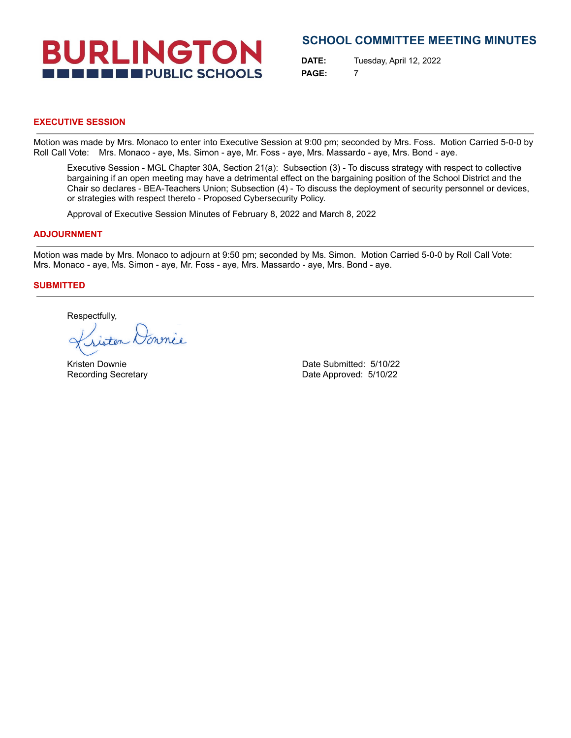## EXECUTIVE SESSION

Motion was made by Mrs. Monaco to enter into Executive Session at 9:00 pm; seconded by Mrs. Foss. Motion Carried 5-0-0 by Roll Call Vote: Mrs. Monaco - aye, Ms. Simon - aye, Mr. Foss - aye, Mrs. Massardo - aye, Mrs. Bond - aye.

Executive Session - MGL Chapter 30A, Section 21(a): Subsection (3) - To discuss strategy with respect to collective bargaining if an open meeting may have a detrimental effect on the bargaining position of the School District and the Chair so declares - BEA-Teachers Union; Subsection (4) - To discuss the deployment of security personnel or devices, or strategies with respect thereto - Proposed Cybersecurity Policy.

Approval of Executive Session Minutes of February 8, 2022 and March 8, 2022

## ADJOURNMENT

Motion was made by Mrs. Monaco to adjourn at 9:50 pm; seconded by Ms. Simon. Motion Carried 5-0-0 by Roll Call Vote: Mrs. Monaco - aye, Ms. Simon - aye, Mr. Foss - aye, Mrs. Massardo - aye, Mrs. Bond - aye.

## SUBMITTED

Respectfully,

Kristen Downie
Recording Secretary

Date Submitted: 5/10/22
Date Approved: 5/10/22